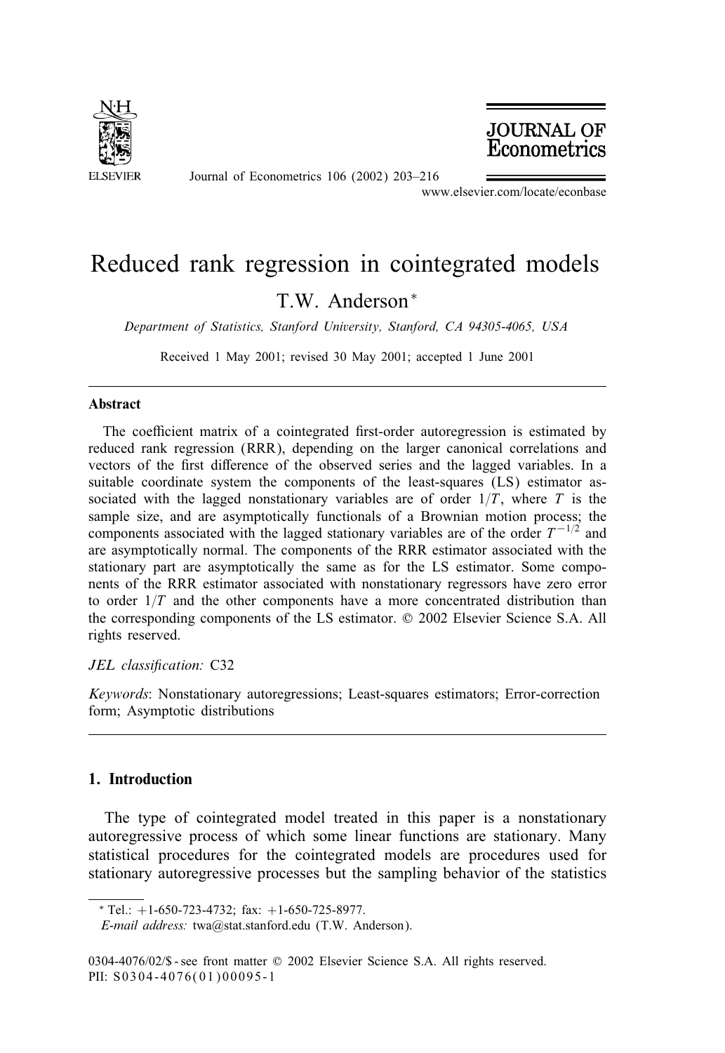# Reduced rank regression in cointegrated models

T.W. Anderson*

*Department of Statistics, Stanford University, Stanford, CA 94305-4065, USA*

Received 1 May 2001; revised 30 May 2001; accepted 1 June 2001

## Abstract

The coefficient matrix of a cointegrated first-order autoregression is estimated by reduced rank regression (RRR), depending on the larger canonical correlations and vectors of the first difference of the observed series and the lagged variables. In a suitable coordinate system the components of the least-squares (LS) estimator associated with the lagged nonstationary variables are of order $1/T$, where $T$ is the sample size, and are asymptotically functionals of a Brownian motion process; the components associated with the lagged stationary variables are of the order $T^{-1/2}$ and are asymptotically normal. The components of the RRR estimator associated with the stationary part are asymptotically the same as for the LS estimator. Some components of the RRR estimator associated with nonstationary regressors have zero error to order $1/T$ and the other components have a more concentrated distribution than the corresponding components of the LS estimator. © 2002 Elsevier Science S.A. All rights reserved.

*JEL classification:* C32

*Keywords*: Nonstationary autoregressions; Least-squares estimators; Error-correction form; Asymptotic distributions

## 1. Introduction

The type of cointegrated model treated in this paper is a nonstationary autoregressive process of which some linear functions are stationary. Many statistical procedures for the cointegrated models are procedures used for stationary autoregressive processes but the sampling behavior of the statistics

---

* Tel.: +1-650-723-4732; fax: +1-650-725-8977.

*E-mail address:* twa@stat.stanford.edu (T.W. Anderson).

0304-4076/02/$ - see front matter © 2002 Elsevier Science S.A. All rights reserved.
PII: S0304-4076(01)00095-1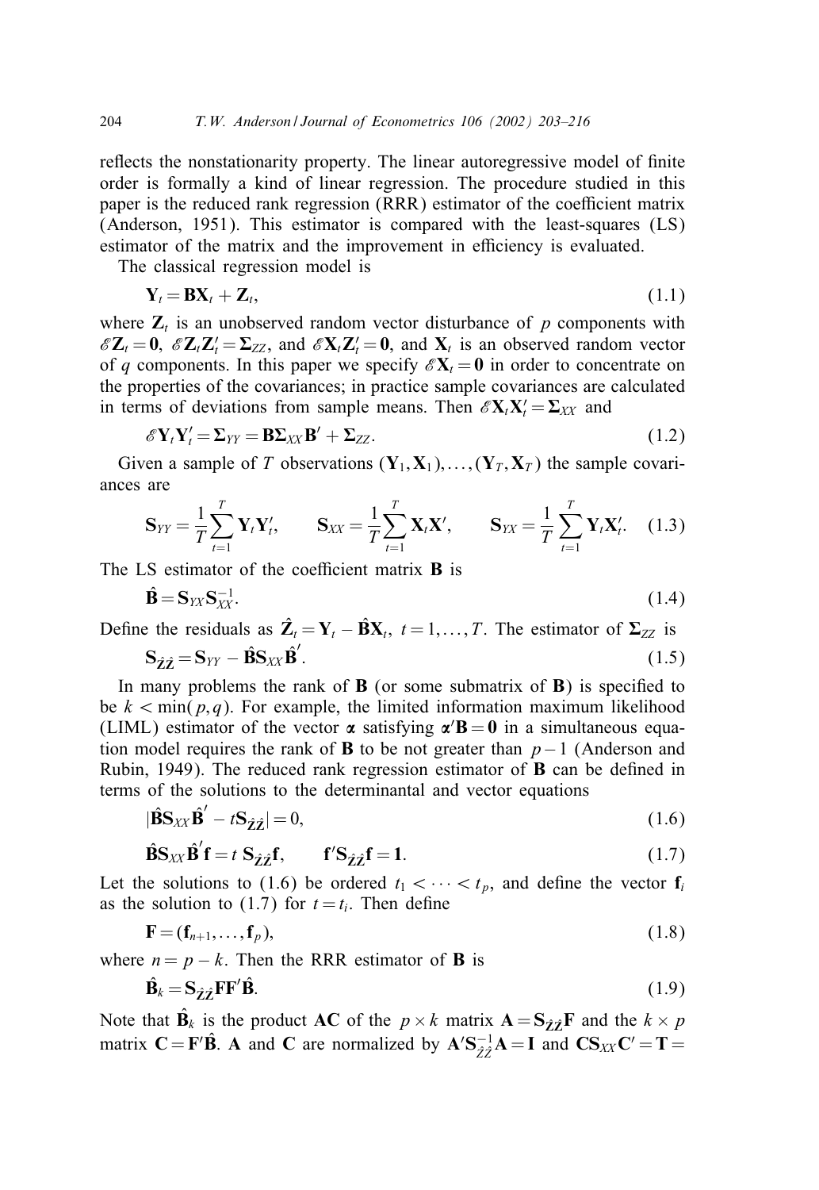reflects the nonstationarity property. The linear autoregressive model of finite order is formally a kind of linear regression. The procedure studied in this paper is the reduced rank regression (RRR) estimator of the coefficient matrix (Anderson, 1951). This estimator is compared with the least-squares (LS) estimator of the matrix and the improvement in efficiency is evaluated.

The classical regression model is

$$\mathbf{Y}_t = \mathbf{B}\mathbf{X}_t + \mathbf{Z}_t, \tag{1.1}$$

where $\mathbf{Z}_t$ is an unobserved random vector disturbance of $p$ components with $\mathscr{E}\mathbf{Z}_t = \mathbf{0}$, $\mathscr{E}\mathbf{Z}_t\mathbf{Z}_t' = \mathbf{\Sigma}_{ZZ}$, and $\mathscr{E}\mathbf{X}_t\mathbf{Z}_t' = \mathbf{0}$, and $\mathbf{X}_t$ is an observed random vector of $q$ components. In this paper we specify $\mathscr{E}\mathbf{X}_t = \mathbf{0}$ in order to concentrate on the properties of the covariances; in practice sample covariances are calculated in terms of deviations from sample means. Then $\mathscr{E}\mathbf{X}_t\mathbf{X}_t' = \mathbf{\Sigma}_{XX}$ and

$$\mathscr{E}\mathbf{Y}_t\mathbf{Y}_t' = \mathbf{\Sigma}_{YY} = \mathbf{B}\mathbf{\Sigma}_{XX}\mathbf{B}' + \mathbf{\Sigma}_{ZZ}. \tag{1.2}$$

Given a sample of $T$ observations $(\mathbf{Y}_1, \mathbf{X}_1), \ldots, (\mathbf{Y}_T, \mathbf{X}_T)$ the sample covariances are

$$\mathbf{S}_{YY} = \frac{1}{T}\sum_{t=1}^{T}\mathbf{Y}_t\mathbf{Y}_t', \qquad \mathbf{S}_{XX} = \frac{1}{T}\sum_{t=1}^{T}\mathbf{X}_t\mathbf{X}', \qquad \mathbf{S}_{YX} = \frac{1}{T}\sum_{t=1}^{T}\mathbf{Y}_t\mathbf{X}_t'. \tag{1.3}$$

The LS estimator of the coefficient matrix $\mathbf{B}$ is

$$\hat{\mathbf{B}} = \mathbf{S}_{YX}\mathbf{S}_{XX}^{-1}. \tag{1.4}$$

Define the residuals as $\hat{\mathbf{Z}}_t = \mathbf{Y}_t - \hat{\mathbf{B}}\mathbf{X}_t$, $t = 1, \ldots, T$. The estimator of $\mathbf{\Sigma}_{ZZ}$ is

$$\mathbf{S}_{\hat{Z}\hat{Z}} = \mathbf{S}_{YY} - \hat{\mathbf{B}}\mathbf{S}_{XX}\hat{\mathbf{B}}'. \tag{1.5}$$

In many problems the rank of $\mathbf{B}$ (or some submatrix of $\mathbf{B}$) is specified to be $k < \min(p, q)$. For example, the limited information maximum likelihood (LIML) estimator of the vector $\boldsymbol{\alpha}$ satisfying $\boldsymbol{\alpha}'\mathbf{B} = \mathbf{0}$ in a simultaneous equation model requires the rank of $\mathbf{B}$ to be not greater than $p-1$ (Anderson and Rubin, 1949). The reduced rank regression estimator of $\mathbf{B}$ can be defined in terms of the solutions to the determinantal and vector equations

$$|\hat{\mathbf{B}}\mathbf{S}_{XX}\hat{\mathbf{B}}' - t\mathbf{S}_{\hat{Z}\hat{Z}}| = 0, \tag{1.6}$$

$$\hat{\mathbf{B}}\mathbf{S}_{XX}\hat{\mathbf{B}}'\mathbf{f} = t\,\mathbf{S}_{\hat{Z}\hat{Z}}\mathbf{f}, \qquad \mathbf{f}'\mathbf{S}_{\hat{Z}\hat{Z}}\mathbf{f} = \mathbf{1}. \tag{1.7}$$

Let the solutions to (1.6) be ordered $t_1 < \cdots < t_p$, and define the vector $\mathbf{f}_i$ as the solution to (1.7) for $t = t_i$. Then define

$$\mathbf{F} = (\mathbf{f}_{n+1}, \ldots, \mathbf{f}_p), \tag{1.8}$$

where $n = p - k$. Then the RRR estimator of $\mathbf{B}$ is

$$\hat{\mathbf{B}}_k = \mathbf{S}_{\hat{Z}\hat{Z}}\mathbf{F}\mathbf{F}'\hat{\mathbf{B}}. \tag{1.9}$$

Note that $\hat{\mathbf{B}}_k$ is the product $\mathbf{A}\mathbf{C}$ of the $p \times k$ matrix $\mathbf{A} = \mathbf{S}_{\hat{Z}\hat{Z}}\mathbf{F}$ and the $k \times p$ matrix $\mathbf{C} = \mathbf{F}'\hat{\mathbf{B}}$. $\mathbf{A}$ and $\mathbf{C}$ are normalized by $\mathbf{A}'\mathbf{S}_{\hat{Z}\hat{Z}}^{-1}\mathbf{A} = \mathbf{I}$ and $\mathbf{C}\mathbf{S}_{XX}\mathbf{C}' = \mathbf{T} =$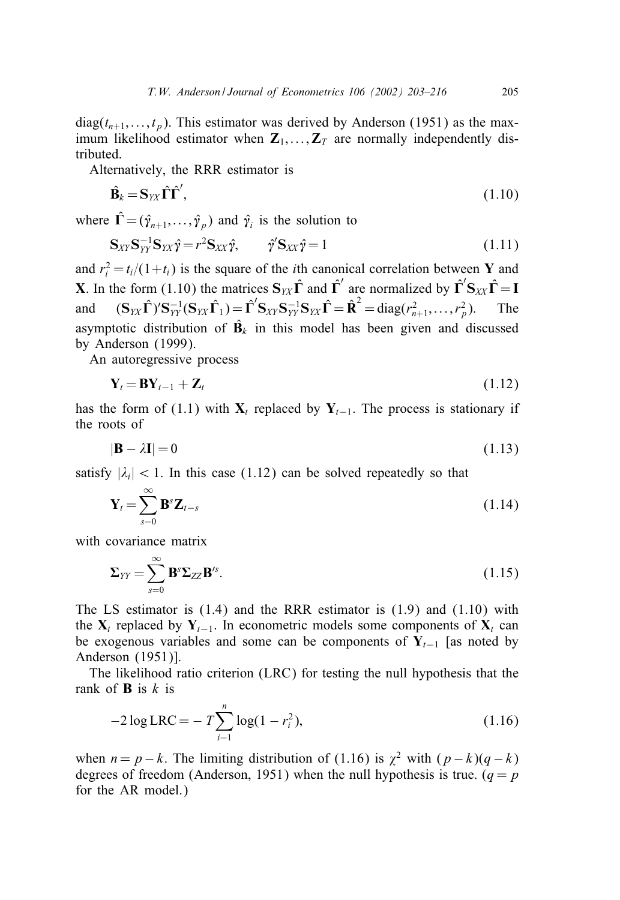diag$(t_{n+1},\ldots,t_p)$. This estimator was derived by Anderson (1951) as the maximum likelihood estimator when $\mathbf{Z}_1,\ldots,\mathbf{Z}_T$ are normally independently distributed.

Alternatively, the RRR estimator is

$$\hat{\mathbf{B}}_k = \mathbf{S}_{YX}\hat{\mathbf{\Gamma}}\hat{\mathbf{\Gamma}}', \tag{1.10}$$

where $\hat{\mathbf{\Gamma}} = (\hat{\gamma}_{n+1},\ldots,\hat{\gamma}_p)$ and $\hat{\gamma}_i$ is the solution to

$$\mathbf{S}_{XY}\mathbf{S}_{YY}^{-1}\mathbf{S}_{YX}\hat{\gamma} = r^2\mathbf{S}_{XX}\hat{\gamma}, \qquad \hat{\gamma}'\mathbf{S}_{XX}\hat{\gamma} = 1 \tag{1.11}$$

and $r_i^2 = t_i/(1+t_i)$ is the square of the $i$th canonical correlation between $\mathbf{Y}$ and $\mathbf{X}$. In the form (1.10) the matrices $\mathbf{S}_{YX}\hat{\mathbf{\Gamma}}$ and $\hat{\mathbf{\Gamma}}'$ are normalized by $\hat{\mathbf{\Gamma}}'\mathbf{S}_{XX}\hat{\mathbf{\Gamma}} = \mathbf{I}$ and $(\mathbf{S}_{YX}\hat{\mathbf{\Gamma}})'\mathbf{S}_{YY}^{-1}(\mathbf{S}_{YX}\hat{\mathbf{\Gamma}}_1) = \hat{\mathbf{\Gamma}}'\mathbf{S}_{XY}\mathbf{S}_{YY}^{-1}\mathbf{S}_{YX}\hat{\mathbf{\Gamma}} = \hat{\mathbf{R}}^2 = \mathrm{diag}(r_{n+1}^2,\ldots,r_p^2)$. The asymptotic distribution of $\hat{\mathbf{B}}_k$ in this model has been given and discussed by Anderson (1999).

An autoregressive process

$$\mathbf{Y}_t = \mathbf{B}\mathbf{Y}_{t-1} + \mathbf{Z}_t \tag{1.12}$$

has the form of (1.1) with $\mathbf{X}_t$ replaced by $\mathbf{Y}_{t-1}$. The process is stationary if the roots of

$$|\mathbf{B} - \lambda\mathbf{I}| = 0 \tag{1.13}$$

satisfy $|\lambda_i| < 1$. In this case (1.12) can be solved repeatedly so that

$$\mathbf{Y}_t = \sum_{s=0}^{\infty}\mathbf{B}^s\mathbf{Z}_{t-s} \tag{1.14}$$

with covariance matrix

$$\mathbf{\Sigma}_{YY} = \sum_{s=0}^{\infty}\mathbf{B}^s\mathbf{\Sigma}_{ZZ}\mathbf{B}'^s. \tag{1.15}$$

The LS estimator is (1.4) and the RRR estimator is (1.9) and (1.10) with the $\mathbf{X}_t$ replaced by $\mathbf{Y}_{t-1}$. In econometric models some components of $\mathbf{X}_t$ can be exogenous variables and some can be components of $\mathbf{Y}_{t-1}$ [as noted by Anderson (1951)].

The likelihood ratio criterion (LRC) for testing the null hypothesis that the rank of $\mathbf{B}$ is $k$ is

$$-2\log\mathrm{LRC} = -T\sum_{i=1}^{n}\log(1-r_i^2), \tag{1.16}$$

when $n = p-k$. The limiting distribution of (1.16) is $\chi^2$ with $(p-k)(q-k)$ degrees of freedom (Anderson, 1951) when the null hypothesis is true. ($q = p$ for the AR model.)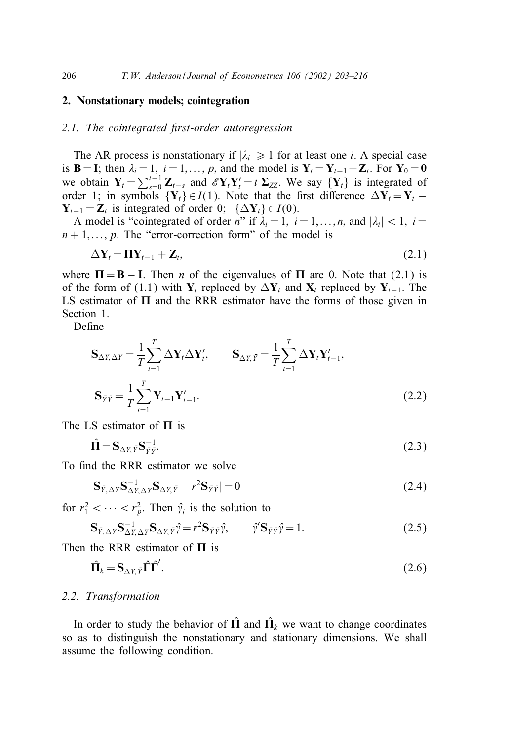## 2. Nonstationary models; cointegration

### 2.1. The cointegrated first-order autoregression

The AR process is nonstationary if $|\lambda_i| \geqslant 1$ for at least one $i$. A special case is $\mathbf{B} = \mathbf{I}$; then $\lambda_i = 1,\ i = 1, \ldots, p$, and the model is $\mathbf{Y}_t = \mathbf{Y}_{t-1} + \mathbf{Z}_t$. For $\mathbf{Y}_0 = \mathbf{0}$ we obtain $\mathbf{Y}_t = \sum_{s=0}^{t-1} \mathbf{Z}_{t-s}$ and $\mathscr{E}\mathbf{Y}_t\mathbf{Y}_t' = t\,\mathbf{\Sigma}_{ZZ}$. We say $\{\mathbf{Y}_t\}$ is integrated of order 1; in symbols $\{\mathbf{Y}_t\} \in I(1)$. Note that the first difference $\Delta\mathbf{Y}_t = \mathbf{Y}_t - \mathbf{Y}_{t-1} = \mathbf{Z}_t$ is integrated of order 0; $\{\Delta\mathbf{Y}_t\} \in I(0)$.

A model is "cointegrated of order $n$" if $\lambda_i = 1,\ i = 1, \ldots, n$, and $|\lambda_i| < 1,\ i = n+1, \ldots, p$. The "error-correction form" of the model is

$$\Delta\mathbf{Y}_t = \mathbf{\Pi}\mathbf{Y}_{t-1} + \mathbf{Z}_t, \tag{2.1}$$

where $\mathbf{\Pi} = \mathbf{B} - \mathbf{I}$. Then $n$ of the eigenvalues of $\mathbf{\Pi}$ are 0. Note that (2.1) is of the form of (1.1) with $\mathbf{Y}_t$ replaced by $\Delta\mathbf{Y}_t$ and $\mathbf{X}_t$ replaced by $\mathbf{Y}_{t-1}$. The LS estimator of $\mathbf{\Pi}$ and the RRR estimator have the forms of those given in Section 1.

Define

$$\mathbf{S}_{\Delta Y, \Delta Y} = \frac{1}{T}\sum_{t=1}^{T} \Delta\mathbf{Y}_t \Delta\mathbf{Y}_t', \qquad \mathbf{S}_{\Delta Y, \bar{Y}} = \frac{1}{T}\sum_{t=1}^{T} \Delta\mathbf{Y}_t \mathbf{Y}_{t-1}',$$

$$\mathbf{S}_{\bar{Y}\bar{Y}} = \frac{1}{T}\sum_{t=1}^{T} \mathbf{Y}_{t-1}\mathbf{Y}_{t-1}'. \tag{2.2}$$

The LS estimator of $\mathbf{\Pi}$ is

$$\hat{\mathbf{\Pi}} = \mathbf{S}_{\Delta Y, \bar{Y}} \mathbf{S}_{\bar{Y}\bar{Y}}^{-1}. \tag{2.3}$$

To find the RRR estimator we solve

$$|\mathbf{S}_{\bar{Y}, \Delta Y} \mathbf{S}_{\Delta Y, \Delta Y}^{-1} \mathbf{S}_{\Delta Y, \bar{Y}} - r^2 \mathbf{S}_{\bar{Y}\bar{Y}}| = 0 \tag{2.4}$$

for $r_1^2 < \cdots < r_p^2$. Then $\hat{\gamma}_i$ is the solution to

$$\mathbf{S}_{\bar{Y}, \Delta Y} \mathbf{S}_{\Delta Y, \Delta Y}^{-1} \mathbf{S}_{\Delta Y, \bar{Y}} \hat{\gamma} = r^2 \mathbf{S}_{\bar{Y}\bar{Y}} \hat{\gamma}, \qquad \hat{\gamma}' \mathbf{S}_{\bar{Y}\bar{Y}} \hat{\gamma} = 1. \tag{2.5}$$

Then the RRR estimator of $\mathbf{\Pi}$ is

$$\hat{\mathbf{\Pi}}_k = \mathbf{S}_{\Delta Y, \bar{Y}} \hat{\mathbf{\Gamma}} \hat{\mathbf{\Gamma}}'. \tag{2.6}$$

### 2.2. Transformation

In order to study the behavior of $\hat{\mathbf{\Pi}}$ and $\hat{\mathbf{\Pi}}_k$ we want to change coordinates so as to distinguish the nonstationary and stationary dimensions. We shall assume the following condition.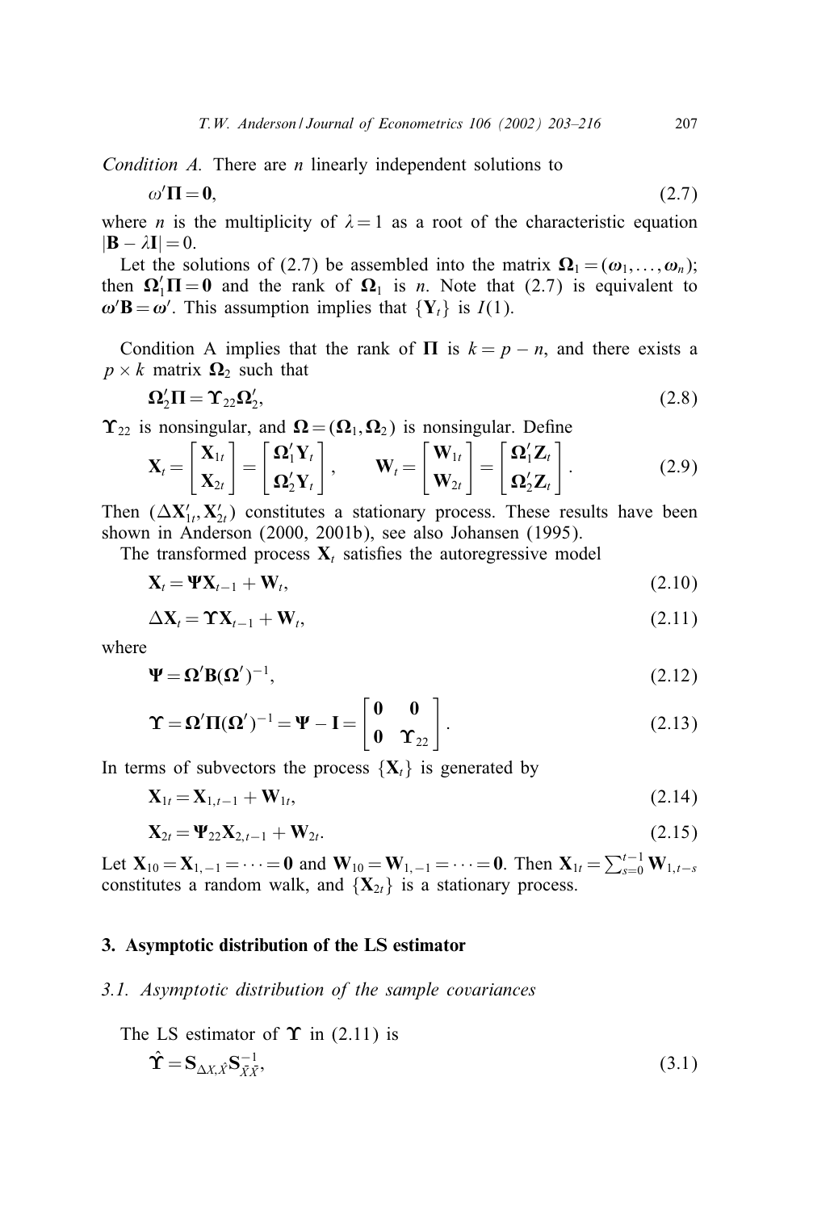*Condition A.* There are $n$ linearly independent solutions to

$$\omega'\mathbf{\Pi} = \mathbf{0}, \tag{2.7}$$

where $n$ is the multiplicity of $\lambda = 1$ as a root of the characteristic equation $|\mathbf{B} - \lambda\mathbf{I}| = 0$.

Let the solutions of (2.7) be assembled into the matrix $\mathbf{\Omega}_1 = (\boldsymbol{\omega}_1, \ldots, \boldsymbol{\omega}_n)$; then $\mathbf{\Omega}_1'\mathbf{\Pi} = \mathbf{0}$ and the rank of $\mathbf{\Omega}_1$ is $n$. Note that (2.7) is equivalent to $\boldsymbol{\omega}'\mathbf{B} = \boldsymbol{\omega}'$. This assumption implies that $\{\mathbf{Y}_t\}$ is $I(1)$.

Condition A implies that the rank of $\mathbf{\Pi}$ is $k = p - n$, and there exists a $p \times k$ matrix $\mathbf{\Omega}_2$ such that

$$\mathbf{\Omega}_2'\mathbf{\Pi} = \mathbf{\Upsilon}_{22}\mathbf{\Omega}_2', \tag{2.8}$$

$\mathbf{\Upsilon}_{22}$ is nonsingular, and $\mathbf{\Omega} = (\mathbf{\Omega}_1, \mathbf{\Omega}_2)$ is nonsingular. Define

$$\mathbf{X}_t = \begin{bmatrix} \mathbf{X}_{1t} \\ \mathbf{X}_{2t} \end{bmatrix} = \begin{bmatrix} \mathbf{\Omega}_1'\mathbf{Y}_t \\ \mathbf{\Omega}_2'\mathbf{Y}_t \end{bmatrix}, \qquad \mathbf{W}_t = \begin{bmatrix} \mathbf{W}_{1t} \\ \mathbf{W}_{2t} \end{bmatrix} = \begin{bmatrix} \mathbf{\Omega}_1'\mathbf{Z}_t \\ \mathbf{\Omega}_2'\mathbf{Z}_t \end{bmatrix}. \tag{2.9}$$

Then $(\Delta\mathbf{X}_{1t}', \mathbf{X}_{2t}')$ constitutes a stationary process. These results have been shown in Anderson (2000, 2001b), see also Johansen (1995).

The transformed process $\mathbf{X}_t$ satisfies the autoregressive model

$$\mathbf{X}_t = \mathbf{\Psi}\mathbf{X}_{t-1} + \mathbf{W}_t, \tag{2.10}$$

$$\Delta\mathbf{X}_t = \mathbf{\Upsilon}\mathbf{X}_{t-1} + \mathbf{W}_t, \tag{2.11}$$

where

$$\mathbf{\Psi} = \mathbf{\Omega}'\mathbf{B}(\mathbf{\Omega}')^{-1}, \tag{2.12}$$

$$\mathbf{\Upsilon} = \mathbf{\Omega}'\mathbf{\Pi}(\mathbf{\Omega}')^{-1} = \mathbf{\Psi} - \mathbf{I} = \begin{bmatrix} \mathbf{0} & \mathbf{0} \\ \mathbf{0} & \mathbf{\Upsilon}_{22} \end{bmatrix}. \tag{2.13}$$

In terms of subvectors the process $\{\mathbf{X}_t\}$ is generated by

$$\mathbf{X}_{1t} = \mathbf{X}_{1,t-1} + \mathbf{W}_{1t}, \tag{2.14}$$

$$\mathbf{X}_{2t} = \mathbf{\Psi}_{22}\mathbf{X}_{2,t-1} + \mathbf{W}_{2t}. \tag{2.15}$$

Let $\mathbf{X}_{10} = \mathbf{X}_{1,-1} = \cdots = \mathbf{0}$ and $\mathbf{W}_{10} = \mathbf{W}_{1,-1} = \cdots = \mathbf{0}$. Then $\mathbf{X}_{1t} = \sum_{s=0}^{t-1}\mathbf{W}_{1,t-s}$ constitutes a random walk, and $\{\mathbf{X}_{2t}\}$ is a stationary process.

## 3. Asymptotic distribution of the LS estimator

### 3.1. Asymptotic distribution of the sample covariances

The LS estimator of $\mathbf{\Upsilon}$ in (2.11) is

$$\hat{\mathbf{\Upsilon}} = \mathbf{S}_{\Delta X,\bar{X}}\mathbf{S}_{\bar{X}\bar{X}}^{-1}, \tag{3.1}$$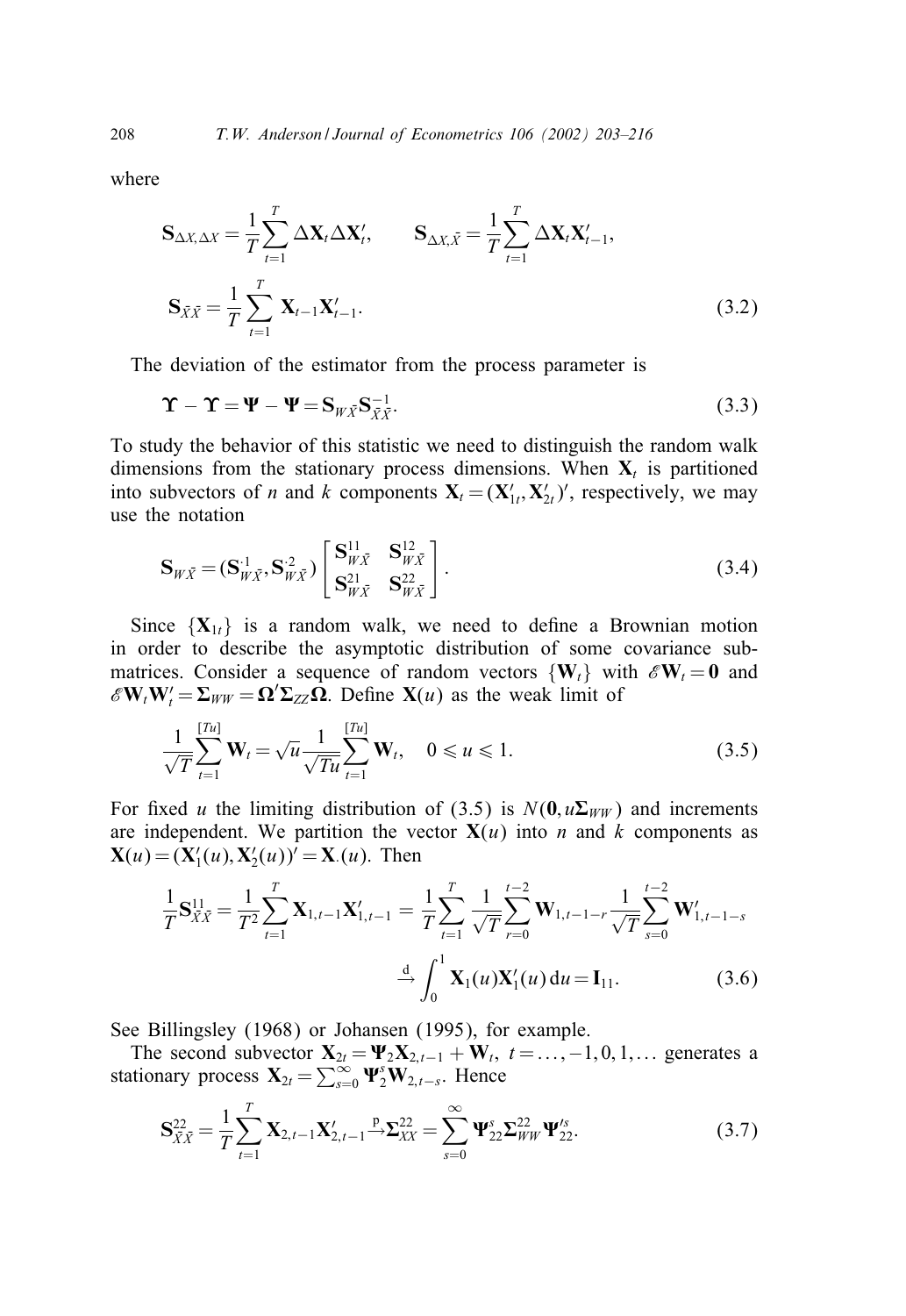where

$$\mathbf{S}_{\Delta X,\Delta X} = \frac{1}{T}\sum_{t=1}^{T} \Delta\mathbf{X}_t \Delta\mathbf{X}_t', \qquad \mathbf{S}_{\Delta X,\bar{X}} = \frac{1}{T}\sum_{t=1}^{T} \Delta\mathbf{X}_t \mathbf{X}_{t-1}',$$

$$\mathbf{S}_{\bar{X}\bar{X}} = \frac{1}{T}\sum_{t=1}^{T} \mathbf{X}_{t-1}\mathbf{X}_{t-1}'. \tag{3.2}$$

The deviation of the estimator from the process parameter is

$$\hat{\mathbf{\Upsilon}} - \mathbf{\Upsilon} = \hat{\mathbf{\Psi}} - \mathbf{\Psi} = \mathbf{S}_{W\bar{X}}\mathbf{S}_{\bar{X}\bar{X}}^{-1}. \tag{3.3}$$

To study the behavior of this statistic we need to distinguish the random walk dimensions from the stationary process dimensions. When $\mathbf{X}_t$ is partitioned into subvectors of $n$ and $k$ components $\mathbf{X}_t = (\mathbf{X}_{1t}', \mathbf{X}_{2t}')'$, respectively, we may use the notation

$$\mathbf{S}_{W\bar{X}} = (\mathbf{S}_{W\bar{X}}^{\cdot 1}, \mathbf{S}_{W\bar{X}}^{\cdot 2}) \begin{bmatrix} \mathbf{S}_{W\bar{X}}^{11} & \mathbf{S}_{W\bar{X}}^{12} \\ \mathbf{S}_{W\bar{X}}^{21} & \mathbf{S}_{W\bar{X}}^{22} \end{bmatrix}. \tag{3.4}$$

Since $\{\mathbf{X}_{1t}\}$ is a random walk, we need to define a Brownian motion in order to describe the asymptotic distribution of some covariance submatrices. Consider a sequence of random vectors $\{\mathbf{W}_t\}$ with $\mathscr{E}\mathbf{W}_t = \mathbf{0}$ and $\mathscr{E}\mathbf{W}_t\mathbf{W}_t' = \mathbf{\Sigma}_{WW} = \mathbf{\Omega}'\mathbf{\Sigma}_{ZZ}\mathbf{\Omega}$. Define $\mathbf{X}(u)$ as the weak limit of

$$\frac{1}{\sqrt{T}}\sum_{t=1}^{[Tu]} \mathbf{W}_t = \sqrt{u}\frac{1}{\sqrt{Tu}}\sum_{t=1}^{[Tu]} \mathbf{W}_t, \quad 0 \leqslant u \leqslant 1. \tag{3.5}$$

For fixed $u$ the limiting distribution of (3.5) is $N(\mathbf{0}, u\mathbf{\Sigma}_{WW})$ and increments are independent. We partition the vector $\mathbf{X}(u)$ into $n$ and $k$ components as $\mathbf{X}(u) = (\mathbf{X}_1'(u), \mathbf{X}_2'(u))' = \mathbf{X}_{\cdot}(u)$. Then

$$\frac{1}{T}\mathbf{S}_{\bar{X}\bar{X}}^{11} = \frac{1}{T^2}\sum_{t=1}^{T} \mathbf{X}_{1,t-1}\mathbf{X}_{1,t-1}' = \frac{1}{T}\sum_{t=1}^{T} \frac{1}{\sqrt{T}}\sum_{r=0}^{t-2} \mathbf{W}_{1,t-1-r} \frac{1}{\sqrt{T}}\sum_{s=0}^{t-2} \mathbf{W}_{1,t-1-s}'$$

$$\xrightarrow{\text{d}} \int_0^1 \mathbf{X}_1(u)\mathbf{X}_1'(u)\,\text{d}u = \mathbf{I}_{11}. \tag{3.6}$$

See Billingsley (1968) or Johansen (1995), for example.

The second subvector $\mathbf{X}_{2t} = \mathbf{\Psi}_2\mathbf{X}_{2,t-1} + \mathbf{W}_t$, $t = \ldots, -1, 0, 1, \ldots$ generates a stationary process $\mathbf{X}_{2t} = \sum_{s=0}^{\infty} \mathbf{\Psi}_2^s \mathbf{W}_{2,t-s}$. Hence

$$\mathbf{S}_{\bar{X}\bar{X}}^{22} = \frac{1}{T}\sum_{t=1}^{T} \mathbf{X}_{2,t-1}\mathbf{X}_{2,t-1}' \xrightarrow{\text{p}} \mathbf{\Sigma}_{XX}^{22} = \sum_{s=0}^{\infty} \mathbf{\Psi}_{22}^s \mathbf{\Sigma}_{WW}^{22} \mathbf{\Psi}_{22}'^s. \tag{3.7}$$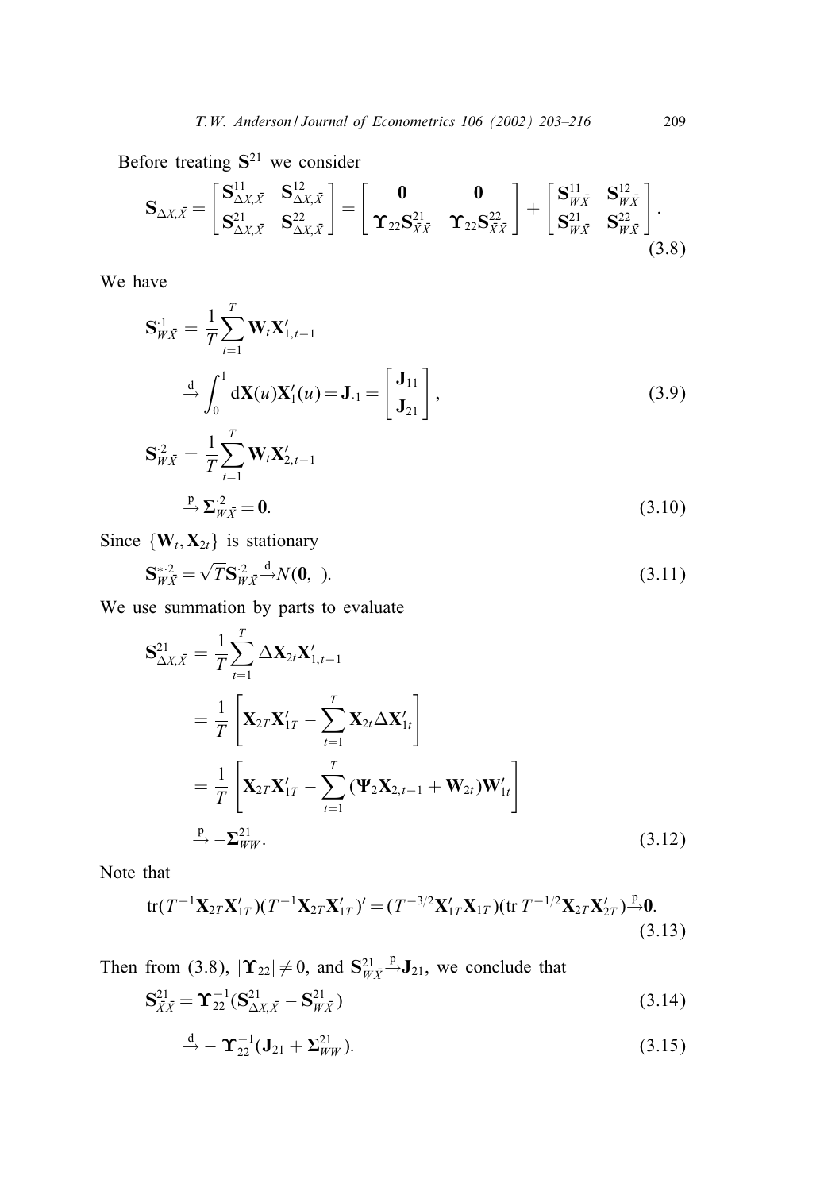Before treating $\mathbf{S}^{21}$ we consider

$$\mathbf{S}_{\Delta X, \bar{X}} = \begin{bmatrix} \mathbf{S}_{\Delta X, \bar{X}}^{11} & \mathbf{S}_{\Delta X, \bar{X}}^{12} \\ \mathbf{S}_{\Delta X, \bar{X}}^{21} & \mathbf{S}_{\Delta X, \bar{X}}^{22} \end{bmatrix} = \begin{bmatrix} \mathbf{0} & \mathbf{0} \\ \boldsymbol{\Upsilon}_{22}\mathbf{S}_{\bar{X}\bar{X}}^{21} & \boldsymbol{\Upsilon}_{22}\mathbf{S}_{\bar{X}\bar{X}}^{22} \end{bmatrix} + \begin{bmatrix} \mathbf{S}_{W\bar{X}}^{11} & \mathbf{S}_{W\bar{X}}^{12} \\ \mathbf{S}_{W\bar{X}}^{21} & \mathbf{S}_{W\bar{X}}^{22} \end{bmatrix}. \tag{3.8}$$

We have

$$\mathbf{S}_{W\bar{X}}^{\cdot 1} = \frac{1}{T}\sum_{t=1}^{T} \mathbf{W}_t \mathbf{X}_{1,t-1}' \xrightarrow{\text{d}} \int_0^1 \mathrm{d}\mathbf{X}(u)\mathbf{X}_1'(u) = \mathbf{J}_{\cdot 1} = \begin{bmatrix} \mathbf{J}_{11} \\ \mathbf{J}_{21} \end{bmatrix}, \tag{3.9}$$

$$\mathbf{S}_{W\bar{X}}^{\cdot 2} = \frac{1}{T}\sum_{t=1}^{T} \mathbf{W}_t \mathbf{X}_{2,t-1}' \xrightarrow{\text{p}} \boldsymbol{\Sigma}_{W\bar{X}}^{\cdot 2} = \mathbf{0}. \tag{3.10}$$

Since $\{\mathbf{W}_t, \mathbf{X}_{2t}\}$ is stationary

$$\mathbf{S}_{W\bar{X}}^{*\cdot 2} = \sqrt{T}\mathbf{S}_{W\bar{X}}^{\cdot 2} \xrightarrow{\text{d}} N(\mathbf{0},\ ). \tag{3.11}$$

We use summation by parts to evaluate

$$\begin{aligned}
\mathbf{S}_{\Delta X, \bar{X}}^{21} &= \frac{1}{T}\sum_{t=1}^{T} \Delta\mathbf{X}_{2t}\mathbf{X}_{1,t-1}' \\
&= \frac{1}{T}\left[\mathbf{X}_{2T}\mathbf{X}_{1T}' - \sum_{t=1}^{T} \mathbf{X}_{2t}\Delta\mathbf{X}_{1t}'\right] \\
&= \frac{1}{T}\left[\mathbf{X}_{2T}\mathbf{X}_{1T}' - \sum_{t=1}^{T} (\boldsymbol{\Psi}_2\mathbf{X}_{2,t-1} + \mathbf{W}_{2t})\mathbf{W}_{1t}'\right] \\
&\xrightarrow{\text{p}} -\boldsymbol{\Sigma}_{WW}^{21}.
\end{aligned} \tag{3.12}$$

Note that

$$\operatorname{tr}(T^{-1}\mathbf{X}_{2T}\mathbf{X}_{1T}')(T^{-1}\mathbf{X}_{2T}\mathbf{X}_{1T}')' = (T^{-3/2}\mathbf{X}_{1T}'\mathbf{X}_{1T})(\operatorname{tr} T^{-1/2}\mathbf{X}_{2T}\mathbf{X}_{2T}') \xrightarrow{\text{p}} \mathbf{0}. \tag{3.13}$$

Then from (3.8), $|\boldsymbol{\Upsilon}_{22}| \neq 0$, and $\mathbf{S}_{W\bar{X}}^{21} \xrightarrow{\text{p}} \mathbf{J}_{21}$, we conclude that

$$\mathbf{S}_{\bar{X}\bar{X}}^{21} = \boldsymbol{\Upsilon}_{22}^{-1}(\mathbf{S}_{\Delta X, \bar{X}}^{21} - \mathbf{S}_{W\bar{X}}^{21}) \tag{3.14}$$

$$\xrightarrow{\text{d}} -\boldsymbol{\Upsilon}_{22}^{-1}(\mathbf{J}_{21} + \boldsymbol{\Sigma}_{WW}^{21}). \tag{3.15}$$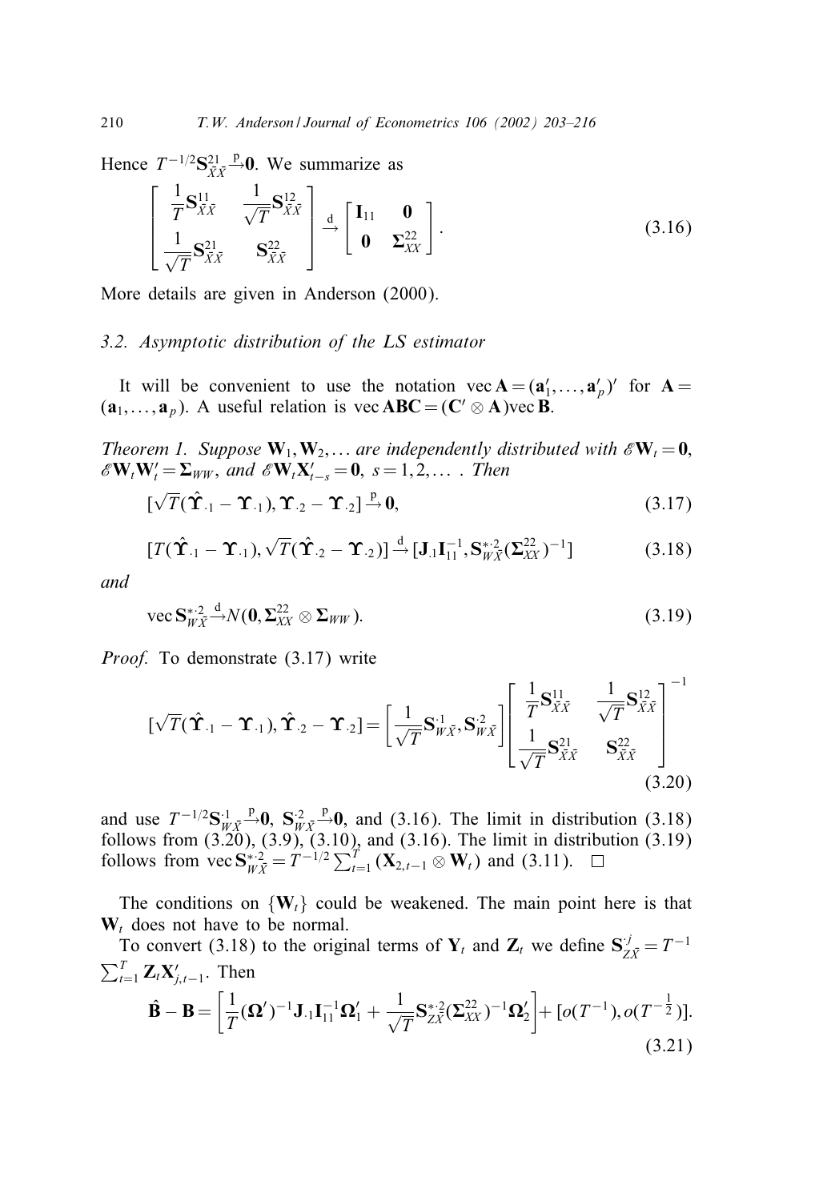Hence $T^{-1/2}\mathbf{S}_{\bar{X}\bar{X}}^{21} \xrightarrow{p} \mathbf{0}$. We summarize as

$$\begin{bmatrix} \frac{1}{T}\mathbf{S}_{\bar{X}\bar{X}}^{11} & \frac{1}{\sqrt{T}}\mathbf{S}_{\bar{X}\bar{X}}^{12} \\ \frac{1}{\sqrt{T}}\mathbf{S}_{\bar{X}\bar{X}}^{21} & \mathbf{S}_{\bar{X}\bar{X}}^{22} \end{bmatrix} \xrightarrow{d} \begin{bmatrix} \mathbf{I}_{11} & \mathbf{0} \\ \mathbf{0} & \mathbf{\Sigma}_{XX}^{22} \end{bmatrix}. \tag{3.16}$$

More details are given in Anderson (2000).

### 3.2. Asymptotic distribution of the LS estimator

It will be convenient to use the notation $\operatorname{vec}\mathbf{A} = (\mathbf{a}_1', \ldots, \mathbf{a}_p')'$ for $\mathbf{A} = (\mathbf{a}_1, \ldots, \mathbf{a}_p)$. A useful relation is $\operatorname{vec}\mathbf{ABC} = (\mathbf{C}' \otimes \mathbf{A})\operatorname{vec}\mathbf{B}$.

*Theorem 1. Suppose* $\mathbf{W}_1, \mathbf{W}_2, \ldots$ *are independently distributed with* $\mathscr{E}\mathbf{W}_t = \mathbf{0}$, $\mathscr{E}\mathbf{W}_t\mathbf{W}_t' = \mathbf{\Sigma}_{WW}$, *and* $\mathscr{E}\mathbf{W}_t\mathbf{X}_{t-s}' = \mathbf{0}$, $s = 1, 2, \ldots$ . *Then*

$$[\sqrt{T}(\hat{\mathbf{\Upsilon}}_{\cdot 1} - \mathbf{\Upsilon}_{\cdot 1}), \mathbf{\Upsilon}_{\cdot 2} - \mathbf{\Upsilon}_{\cdot 2}] \xrightarrow{p} \mathbf{0}, \tag{3.17}$$

$$[T(\hat{\mathbf{\Upsilon}}_{\cdot 1} - \mathbf{\Upsilon}_{\cdot 1}), \sqrt{T}(\hat{\mathbf{\Upsilon}}_{\cdot 2} - \mathbf{\Upsilon}_{\cdot 2})] \xrightarrow{d} [\mathbf{J}_{\cdot 1}\mathbf{I}_{11}^{-1}, \mathbf{S}_{W\bar{X}}^{*\cdot 2}(\mathbf{\Sigma}_{XX}^{22})^{-1}] \tag{3.18}$$

*and*

$$\operatorname{vec}\mathbf{S}_{W\bar{X}}^{*\cdot 2} \xrightarrow{d} N(\mathbf{0}, \mathbf{\Sigma}_{XX}^{22} \otimes \mathbf{\Sigma}_{WW}). \tag{3.19}$$

*Proof.* To demonstrate (3.17) write

$$[\sqrt{T}(\hat{\mathbf{\Upsilon}}_{\cdot 1} - \mathbf{\Upsilon}_{\cdot 1}), \hat{\mathbf{\Upsilon}}_{\cdot 2} - \mathbf{\Upsilon}_{\cdot 2}] = \left[\frac{1}{\sqrt{T}}\mathbf{S}_{W\bar{X}}^{\cdot 1}, \mathbf{S}_{W\bar{X}}^{\cdot 2}\right] \begin{bmatrix} \frac{1}{T}\mathbf{S}_{\bar{X}\bar{X}}^{11} & \frac{1}{\sqrt{T}}\mathbf{S}_{\bar{X}\bar{X}}^{12} \\ \frac{1}{\sqrt{T}}\mathbf{S}_{\bar{X}\bar{X}}^{21} & \mathbf{S}_{\bar{X}\bar{X}}^{22} \end{bmatrix}^{-1} \tag{3.20}$$

and use $T^{-1/2}\mathbf{S}_{W\bar{X}}^{\cdot 1} \xrightarrow{p} \mathbf{0}$, $\mathbf{S}_{W\bar{X}}^{\cdot 2} \xrightarrow{p} \mathbf{0}$, and (3.16). The limit in distribution (3.18) follows from (3.20), (3.9), (3.10), and (3.16). The limit in distribution (3.19) follows from $\operatorname{vec}\mathbf{S}_{W\bar{X}}^{*\cdot 2} = T^{-1/2}\sum_{t=1}^{T}(\mathbf{X}_{2,t-1} \otimes \mathbf{W}_t)$ and (3.11). $\square$

The conditions on $\{\mathbf{W}_t\}$ could be weakened. The main point here is that $\mathbf{W}_t$ does not have to be normal.

To convert (3.18) to the original terms of $\mathbf{Y}_t$ and $\mathbf{Z}_t$ we define $\mathbf{S}_{Z\bar{X}}^{\cdot j} = T^{-1}\sum_{t=1}^{T}\mathbf{Z}_t\mathbf{X}_{j,t-1}'$. Then

$$\hat{\mathbf{B}} - \mathbf{B} = \left[\frac{1}{T}(\mathbf{\Omega}')^{-1}\mathbf{J}_{\cdot 1}\mathbf{I}_{11}^{-1}\mathbf{\Omega}_1' + \frac{1}{\sqrt{T}}\mathbf{S}_{Z\bar{X}}^{*\cdot 2}(\mathbf{\Sigma}_{XX}^{22})^{-1}\mathbf{\Omega}_2'\right] + [o(T^{-1}), o(T^{-\frac{1}{2}})]. \tag{3.21}$$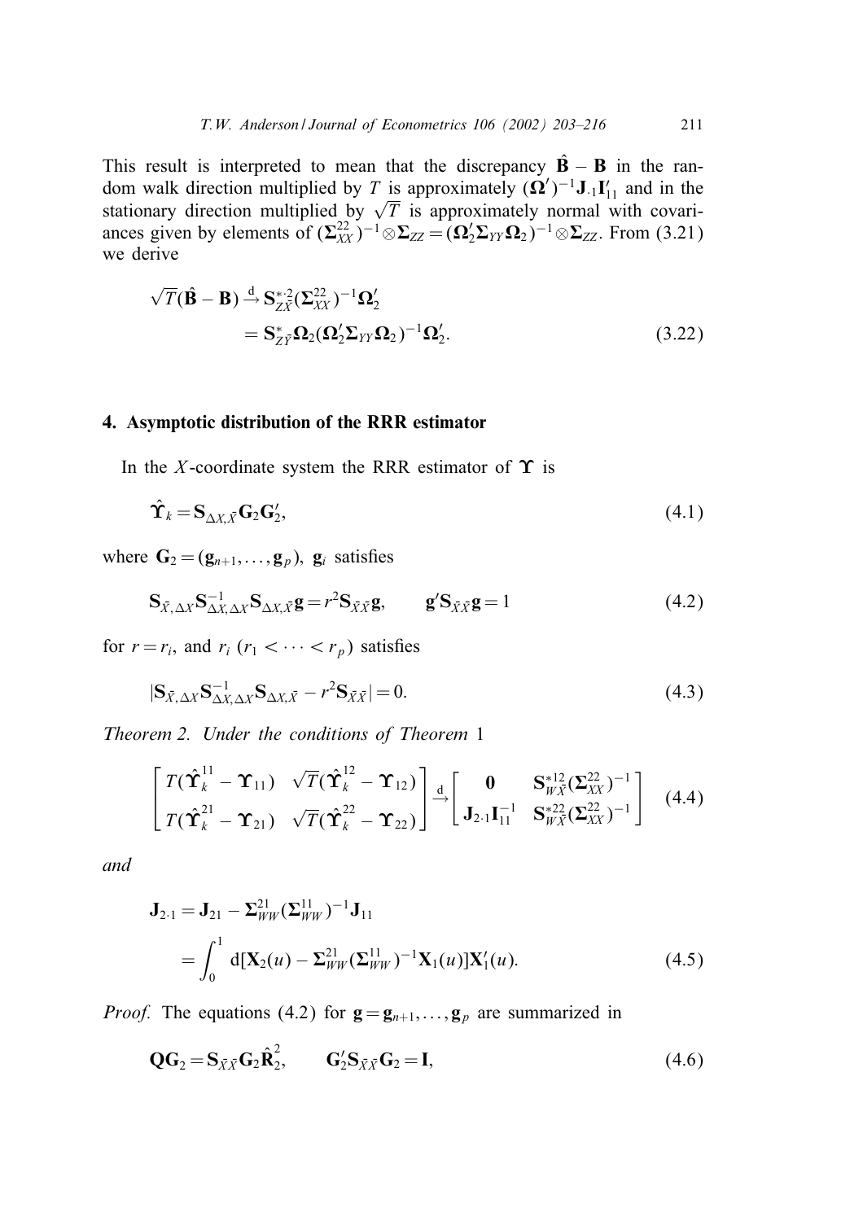This result is interpreted to mean that the discrepancy $\hat{\mathbf{B}} - \mathbf{B}$ in the random walk direction multiplied by $T$ is approximately $(\boldsymbol{\Omega}')^{-1}\mathbf{J}_{\cdot 1}\mathbf{I}_{11}'$ and in the stationary direction multiplied by $\sqrt{T}$ is approximately normal with covariances given by elements of $(\boldsymbol{\Sigma}_{XX}^{22})^{-1} \otimes \boldsymbol{\Sigma}_{ZZ} = (\boldsymbol{\Omega}_2'\boldsymbol{\Sigma}_{YY}\boldsymbol{\Omega}_2)^{-1} \otimes \boldsymbol{\Sigma}_{ZZ}$. From (3.21) we derive

$$
\begin{aligned}
\sqrt{T}(\hat{\mathbf{B}} - \mathbf{B}) &\xrightarrow{\mathrm{d}} \mathbf{S}_{Z\bar{X}}^{*\cdot 2}(\boldsymbol{\Sigma}_{XX}^{22})^{-1}\boldsymbol{\Omega}_2' \\
&= \mathbf{S}_{Z\bar{Y}}^{*}\boldsymbol{\Omega}_2(\boldsymbol{\Omega}_2'\boldsymbol{\Sigma}_{YY}\boldsymbol{\Omega}_2)^{-1}\boldsymbol{\Omega}_2'. \qquad (3.22)
\end{aligned}
$$

## 4. Asymptotic distribution of the RRR estimator

In the $X$-coordinate system the RRR estimator of $\boldsymbol{\Upsilon}$ is

$$
\hat{\boldsymbol{\Upsilon}}_k = \mathbf{S}_{\Delta X, \bar{X}}\mathbf{G}_2\mathbf{G}_2', \qquad (4.1)
$$

where $\mathbf{G}_2 = (\mathbf{g}_{n+1}, \ldots, \mathbf{g}_p)$, $\mathbf{g}_i$ satisfies

$$
\mathbf{S}_{\bar{X}, \Delta X}\mathbf{S}_{\Delta X, \Delta X}^{-1}\mathbf{S}_{\Delta X, \bar{X}}\mathbf{g} = r^2\mathbf{S}_{\bar{X}\bar{X}}\mathbf{g}, \qquad \mathbf{g}'\mathbf{S}_{\bar{X}\bar{X}}\mathbf{g} = 1 \qquad (4.2)
$$

for $r = r_i$, and $r_i$ $(r_1 < \cdots < r_p)$ satisfies

$$
|\mathbf{S}_{\bar{X}, \Delta X}\mathbf{S}_{\Delta X, \Delta X}^{-1}\mathbf{S}_{\Delta X, \bar{X}} - r^2\mathbf{S}_{\bar{X}\bar{X}}| = 0. \qquad (4.3)
$$

*Theorem 2. Under the conditions of Theorem* 1

$$
\begin{bmatrix} T(\hat{\boldsymbol{\Upsilon}}_k^{11} - \boldsymbol{\Upsilon}_{11}) & \sqrt{T}(\hat{\boldsymbol{\Upsilon}}_k^{12} - \boldsymbol{\Upsilon}_{12}) \\ T(\hat{\boldsymbol{\Upsilon}}_k^{21} - \boldsymbol{\Upsilon}_{21}) & \sqrt{T}(\hat{\boldsymbol{\Upsilon}}_k^{22} - \boldsymbol{\Upsilon}_{22}) \end{bmatrix} \xrightarrow{\mathrm{d}} \begin{bmatrix} \mathbf{0} & \mathbf{S}_{W\bar{X}}^{*12}(\boldsymbol{\Sigma}_{XX}^{22})^{-1} \\ \mathbf{J}_{2\cdot 1}\mathbf{I}_{11}^{-1} & \mathbf{S}_{W\bar{X}}^{*22}(\boldsymbol{\Sigma}_{XX}^{22})^{-1} \end{bmatrix} \qquad (4.4)
$$

*and*

$$
\begin{aligned}
\mathbf{J}_{2\cdot 1} &= \mathbf{J}_{21} - \boldsymbol{\Sigma}_{WW}^{21}(\boldsymbol{\Sigma}_{WW}^{11})^{-1}\mathbf{J}_{11} \\
&= \int_0^1 \mathrm{d}[\mathbf{X}_2(u) - \boldsymbol{\Sigma}_{WW}^{21}(\boldsymbol{\Sigma}_{WW}^{11})^{-1}\mathbf{X}_1(u)]\mathbf{X}_1'(u). \qquad (4.5)
\end{aligned}
$$

*Proof.* The equations (4.2) for $\mathbf{g} = \mathbf{g}_{n+1}, \ldots, \mathbf{g}_p$ are summarized in

$$
\mathbf{Q}\mathbf{G}_2 = \mathbf{S}_{\bar{X}\bar{X}}\mathbf{G}_2\hat{\mathbf{R}}_2^2, \qquad \mathbf{G}_2'\mathbf{S}_{\bar{X}\bar{X}}\mathbf{G}_2 = \mathbf{I}, \qquad (4.6)
$$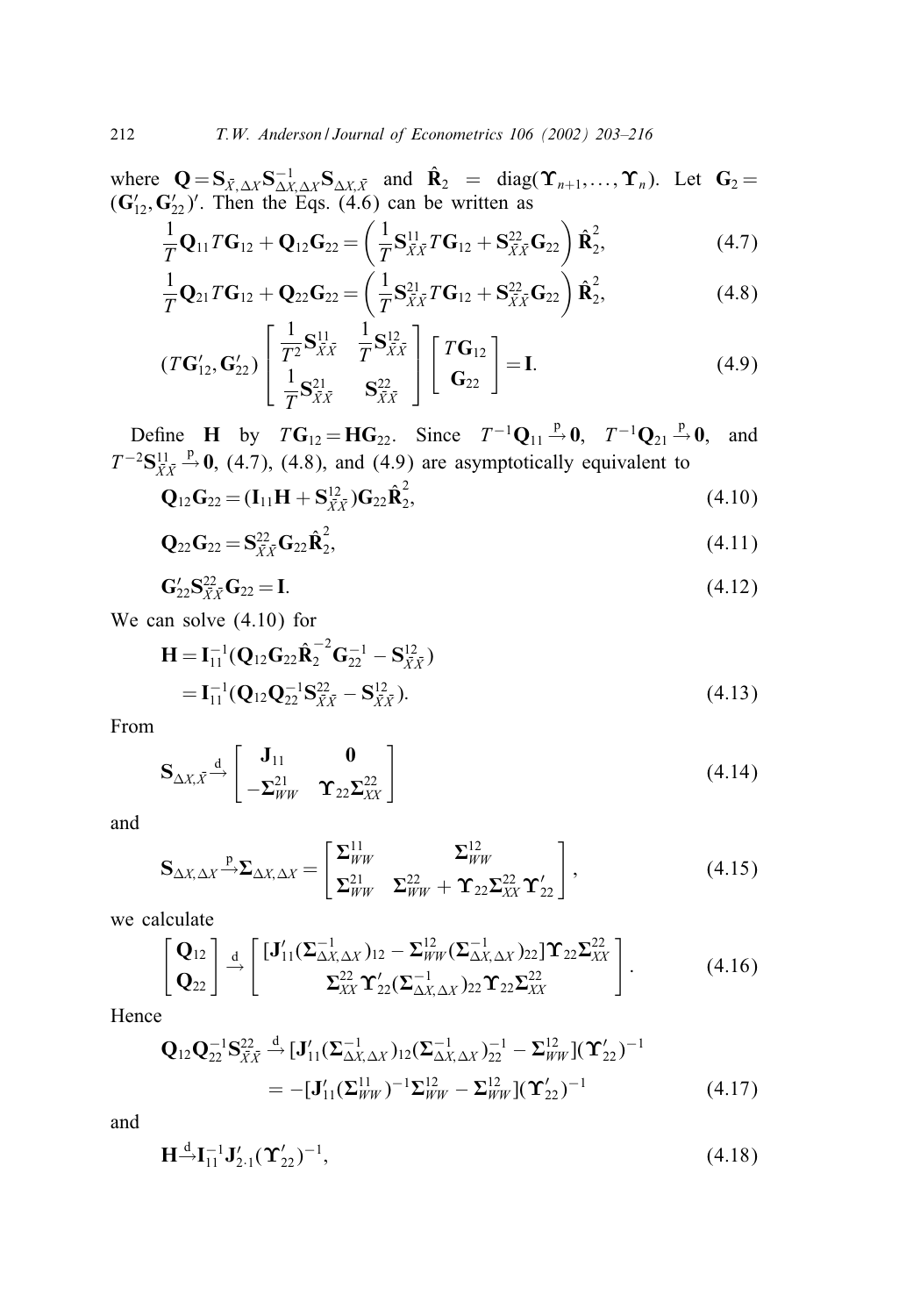where $\mathbf{Q} = \mathbf{S}_{\bar{X},\Delta X}\mathbf{S}_{\Delta X,\Delta X}^{-1}\mathbf{S}_{\Delta X,\bar{X}}$ and $\hat{\mathbf{R}}_2 = \operatorname{diag}(\boldsymbol{\Upsilon}_{n+1},\ldots,\boldsymbol{\Upsilon}_n)$. Let $\mathbf{G}_2 = (\mathbf{G}_{12}', \mathbf{G}_{22}')'$. Then the Eqs. (4.6) can be written as

$$\frac{1}{T}\mathbf{Q}_{11}T\mathbf{G}_{12} + \mathbf{Q}_{12}\mathbf{G}_{22} = \left(\frac{1}{T}\mathbf{S}_{\bar{X}\bar{X}}^{11}T\mathbf{G}_{12} + \mathbf{S}_{\bar{X}\bar{X}}^{22}\mathbf{G}_{22}\right)\hat{\mathbf{R}}_2^2, \tag{4.7}$$

$$\frac{1}{T}\mathbf{Q}_{21}T\mathbf{G}_{12} + \mathbf{Q}_{22}\mathbf{G}_{22} = \left(\frac{1}{T}\mathbf{S}_{\bar{X}\bar{X}}^{21}T\mathbf{G}_{12} + \mathbf{S}_{\bar{X}\bar{X}}^{22}\mathbf{G}_{22}\right)\hat{\mathbf{R}}_2^2, \tag{4.8}$$

$$(T\mathbf{G}_{12}', \mathbf{G}_{22}')\begin{bmatrix} \frac{1}{T^2}\mathbf{S}_{\bar{X}\bar{X}}^{11} & \frac{1}{T}\mathbf{S}_{\bar{X}\bar{X}}^{12} \\ \frac{1}{T}\mathbf{S}_{\bar{X}\bar{X}}^{21} & \mathbf{S}_{\bar{X}\bar{X}}^{22} \end{bmatrix}\begin{bmatrix} T\mathbf{G}_{12} \\ \mathbf{G}_{22} \end{bmatrix} = \mathbf{I}. \tag{4.9}$$

Define $\mathbf{H}$ by $T\mathbf{G}_{12} = \mathbf{H}\mathbf{G}_{22}$. Since $T^{-1}\mathbf{Q}_{11} \xrightarrow{p} \mathbf{0}$, $T^{-1}\mathbf{Q}_{21} \xrightarrow{p} \mathbf{0}$, and $T^{-2}\mathbf{S}_{\bar{X}\bar{X}}^{11} \xrightarrow{p} \mathbf{0}$, (4.7), (4.8), and (4.9) are asymptotically equivalent to

$$\mathbf{Q}_{12}\mathbf{G}_{22} = (\mathbf{I}_{11}\mathbf{H} + \mathbf{S}_{\bar{X}\bar{X}}^{12})\mathbf{G}_{22}\hat{\mathbf{R}}_2^2, \tag{4.10}$$

$$\mathbf{Q}_{22}\mathbf{G}_{22} = \mathbf{S}_{\bar{X}\bar{X}}^{22}\mathbf{G}_{22}\hat{\mathbf{R}}_2^2, \tag{4.11}$$

$$\mathbf{G}_{22}'\mathbf{S}_{\bar{X}\bar{X}}^{22}\mathbf{G}_{22} = \mathbf{I}. \tag{4.12}$$

We can solve (4.10) for

$$\begin{aligned}\mathbf{H} &= \mathbf{I}_{11}^{-1}(\mathbf{Q}_{12}\mathbf{G}_{22}\hat{\mathbf{R}}_2^{-2}\mathbf{G}_{22}^{-1} - \mathbf{S}_{\bar{X}\bar{X}}^{12}) \\ &= \mathbf{I}_{11}^{-1}(\mathbf{Q}_{12}\mathbf{Q}_{22}^{-1}\mathbf{S}_{\bar{X}\bar{X}}^{22} - \mathbf{S}_{\bar{X}\bar{X}}^{12}).\end{aligned} \tag{4.13}$$

From

$$\mathbf{S}_{\Delta X,\bar{X}} \xrightarrow{d} \begin{bmatrix} \mathbf{J}_{11} & \mathbf{0} \\ -\boldsymbol{\Sigma}_{WW}^{21} & \boldsymbol{\Upsilon}_{22}\boldsymbol{\Sigma}_{XX}^{22} \end{bmatrix} \tag{4.14}$$

and

$$\mathbf{S}_{\Delta X,\Delta X} \xrightarrow{p} \boldsymbol{\Sigma}_{\Delta X,\Delta X} = \begin{bmatrix} \boldsymbol{\Sigma}_{WW}^{11} & \boldsymbol{\Sigma}_{WW}^{12} \\ \boldsymbol{\Sigma}_{WW}^{21} & \boldsymbol{\Sigma}_{WW}^{22} + \boldsymbol{\Upsilon}_{22}\boldsymbol{\Sigma}_{XX}^{22}\boldsymbol{\Upsilon}_{22}' \end{bmatrix}, \tag{4.15}$$

we calculate

$$\begin{bmatrix} \mathbf{Q}_{12} \\ \mathbf{Q}_{22} \end{bmatrix} \xrightarrow{d} \begin{bmatrix} [\mathbf{J}_{11}'(\boldsymbol{\Sigma}_{\Delta X,\Delta X}^{-1})_{12} - \boldsymbol{\Sigma}_{WW}^{12}(\boldsymbol{\Sigma}_{\Delta X,\Delta X}^{-1})_{22}]\boldsymbol{\Upsilon}_{22}\boldsymbol{\Sigma}_{XX}^{22} \\ \boldsymbol{\Sigma}_{XX}^{22}\boldsymbol{\Upsilon}_{22}'(\boldsymbol{\Sigma}_{\Delta X,\Delta X}^{-1})_{22}\boldsymbol{\Upsilon}_{22}\boldsymbol{\Sigma}_{XX}^{22} \end{bmatrix}. \tag{4.16}$$

Hence

$$\begin{aligned}\mathbf{Q}_{12}\mathbf{Q}_{22}^{-1}\mathbf{S}_{\bar{X}\bar{X}}^{22} &\xrightarrow{d} [\mathbf{J}_{11}'(\boldsymbol{\Sigma}_{\Delta X,\Delta X}^{-1})_{12}(\boldsymbol{\Sigma}_{\Delta X,\Delta X}^{-1})_{22}^{-1} - \boldsymbol{\Sigma}_{WW}^{12}](\boldsymbol{\Upsilon}_{22}')^{-1} \\ &= -[\mathbf{J}_{11}'(\boldsymbol{\Sigma}_{WW}^{11})^{-1}\boldsymbol{\Sigma}_{WW}^{12} - \boldsymbol{\Sigma}_{WW}^{12}](\boldsymbol{\Upsilon}_{22}')^{-1}\end{aligned} \tag{4.17}$$

and

$$\mathbf{H} \xrightarrow{d} \mathbf{I}_{11}^{-1}\mathbf{J}_{2\cdot 1}'(\boldsymbol{\Upsilon}_{22}')^{-1}, \tag{4.18}$$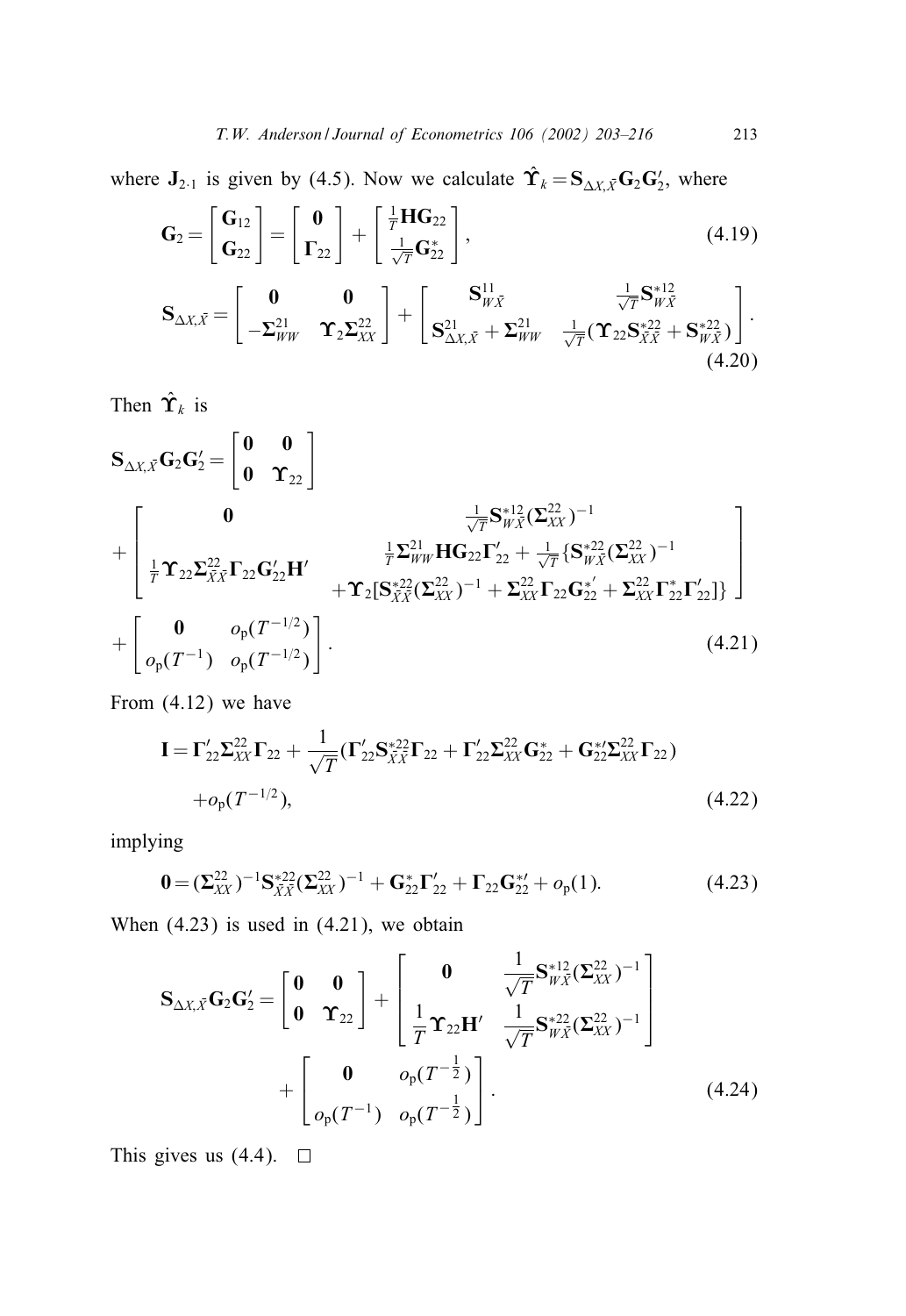where $\mathbf{J}_{2\cdot 1}$ is given by (4.5). Now we calculate $\hat{\boldsymbol{\Upsilon}}_k = \mathbf{S}_{\Delta X,\bar{X}}\mathbf{G}_2\mathbf{G}_2'$, where

$$\mathbf{G}_2 = \begin{bmatrix} \mathbf{G}_{12} \\ \mathbf{G}_{22} \end{bmatrix} = \begin{bmatrix} \mathbf{0} \\ \boldsymbol{\Gamma}_{22} \end{bmatrix} + \begin{bmatrix} \frac{1}{T}\mathbf{H}\mathbf{G}_{22} \\ \frac{1}{\sqrt{T}}\mathbf{G}_{22}^{*} \end{bmatrix}, \tag{4.19}$$

$$\mathbf{S}_{\Delta X,\bar{X}} = \begin{bmatrix} \mathbf{0} & \mathbf{0} \\ -\boldsymbol{\Sigma}_{WW}^{21} & \boldsymbol{\Upsilon}_2\boldsymbol{\Sigma}_{XX}^{22} \end{bmatrix} + \begin{bmatrix} \mathbf{S}_{W\bar{X}}^{11} & \frac{1}{\sqrt{T}}\mathbf{S}_{W\bar{X}}^{*12} \\ \mathbf{S}_{\Delta X,\bar{X}}^{21} + \boldsymbol{\Sigma}_{WW}^{21} & \frac{1}{\sqrt{T}}(\boldsymbol{\Upsilon}_{22}\mathbf{S}_{\bar{X}\bar{X}}^{*22} + \mathbf{S}_{W\bar{X}}^{*22}) \end{bmatrix}. \tag{4.20}$$

Then $\hat{\boldsymbol{\Upsilon}}_k$ is

$$\begin{aligned}
\mathbf{S}_{\Delta X,\bar{X}}\mathbf{G}_2\mathbf{G}_2' &= \begin{bmatrix} \mathbf{0} & \mathbf{0} \\ \mathbf{0} & \boldsymbol{\Upsilon}_{22} \end{bmatrix} \\
&+ \begin{bmatrix} \mathbf{0} & \frac{1}{\sqrt{T}}\mathbf{S}_{W\bar{X}}^{*12}(\boldsymbol{\Sigma}_{XX}^{22})^{-1} \\ \frac{1}{T}\boldsymbol{\Upsilon}_{22}\boldsymbol{\Sigma}_{\bar{X}\bar{X}}^{22}\boldsymbol{\Gamma}_{22}\mathbf{G}_{22}'\mathbf{H}' & \begin{array}{c}\frac{1}{T}\boldsymbol{\Sigma}_{WW}^{21}\mathbf{H}\mathbf{G}_{22}\boldsymbol{\Gamma}_{22}' + \frac{1}{\sqrt{T}}\{\mathbf{S}_{W\bar{X}}^{*22}(\boldsymbol{\Sigma}_{XX}^{22})^{-1} \\ +\boldsymbol{\Upsilon}_2[\mathbf{S}_{\bar{X}\bar{X}}^{*22}(\boldsymbol{\Sigma}_{XX}^{22})^{-1} + \boldsymbol{\Sigma}_{XX}^{22}\boldsymbol{\Gamma}_{22}\mathbf{G}_{22}^{*'} + \boldsymbol{\Sigma}_{XX}^{22}\boldsymbol{\Gamma}_{22}^{*}\boldsymbol{\Gamma}_{22}']\}\end{array} \end{bmatrix} \\
&+ \begin{bmatrix} \mathbf{0} & o_p(T^{-1/2}) \\ o_p(T^{-1}) & o_p(T^{-1/2}) \end{bmatrix}.
\end{aligned} \tag{4.21}$$

From (4.12) we have

$$\begin{aligned}
\mathbf{I} &= \boldsymbol{\Gamma}_{22}'\boldsymbol{\Sigma}_{XX}^{22}\boldsymbol{\Gamma}_{22} + \frac{1}{\sqrt{T}}(\boldsymbol{\Gamma}_{22}'\mathbf{S}_{\bar{X}\bar{X}}^{*22}\boldsymbol{\Gamma}_{22} + \boldsymbol{\Gamma}_{22}'\boldsymbol{\Sigma}_{XX}^{22}\mathbf{G}_{22}^{*} + \mathbf{G}_{22}^{*\prime}\boldsymbol{\Sigma}_{XX}^{22}\boldsymbol{\Gamma}_{22}) \\
&\quad + o_p(T^{-1/2}),
\end{aligned} \tag{4.22}$$

implying

$$\mathbf{0} = (\boldsymbol{\Sigma}_{XX}^{22})^{-1}\mathbf{S}_{\bar{X}\bar{X}}^{*22}(\boldsymbol{\Sigma}_{XX}^{22})^{-1} + \mathbf{G}_{22}^{*}\boldsymbol{\Gamma}_{22}' + \boldsymbol{\Gamma}_{22}\mathbf{G}_{22}^{*\prime} + o_p(1). \tag{4.23}$$

When (4.23) is used in (4.21), we obtain

$$\begin{aligned}
\mathbf{S}_{\Delta X,\bar{X}}\mathbf{G}_2\mathbf{G}_2' &= \begin{bmatrix} \mathbf{0} & \mathbf{0} \\ \mathbf{0} & \boldsymbol{\Upsilon}_{22} \end{bmatrix} + \begin{bmatrix} \mathbf{0} & \frac{1}{\sqrt{T}}\mathbf{S}_{W\bar{X}}^{*12}(\boldsymbol{\Sigma}_{XX}^{22})^{-1} \\ \frac{1}{T}\boldsymbol{\Upsilon}_{22}\mathbf{H}' & \frac{1}{\sqrt{T}}\mathbf{S}_{W\bar{X}}^{*22}(\boldsymbol{\Sigma}_{XX}^{22})^{-1} \end{bmatrix} \\
&\quad + \begin{bmatrix} \mathbf{0} & o_p(T^{-\frac{1}{2}}) \\ o_p(T^{-1}) & o_p(T^{-\frac{1}{2}}) \end{bmatrix}.
\end{aligned} \tag{4.24}$$

This gives us (4.4). □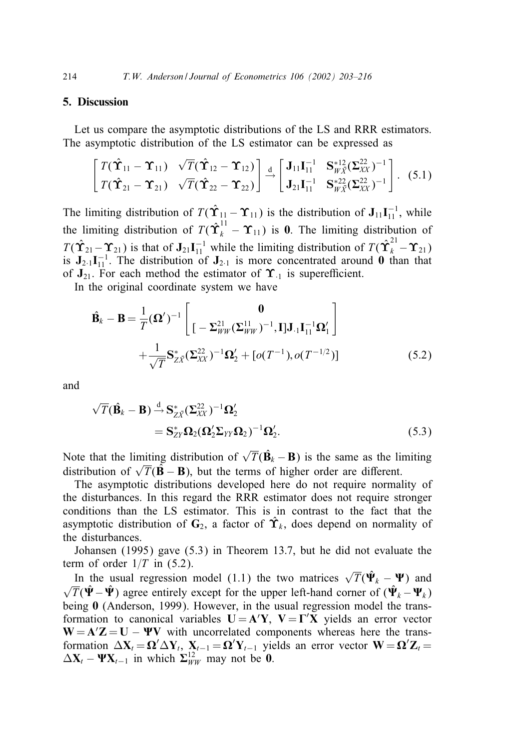## 5. Discussion

Let us compare the asymptotic distributions of the LS and RRR estimators. The asymptotic distribution of the LS estimator can be expressed as

$$
\begin{bmatrix} T(\hat{\boldsymbol{\Upsilon}}_{11} - \boldsymbol{\Upsilon}_{11}) & \sqrt{T}(\hat{\boldsymbol{\Upsilon}}_{12} - \boldsymbol{\Upsilon}_{12}) \\ T(\hat{\boldsymbol{\Upsilon}}_{21} - \boldsymbol{\Upsilon}_{21}) & \sqrt{T}(\hat{\boldsymbol{\Upsilon}}_{22} - \boldsymbol{\Upsilon}_{22}) \end{bmatrix} \xrightarrow{\mathrm{d}} \begin{bmatrix} \mathbf{J}_{11}\mathbf{I}_{11}^{-1} & \mathbf{S}_{W\bar{X}}^{*12}(\boldsymbol{\Sigma}_{XX}^{22})^{-1} \\ \mathbf{J}_{21}\mathbf{I}_{11}^{-1} & \mathbf{S}_{W\bar{X}}^{*22}(\boldsymbol{\Sigma}_{XX}^{22})^{-1} \end{bmatrix}. \tag{5.1}
$$

The limiting distribution of $T(\hat{\boldsymbol{\Upsilon}}_{11} - \boldsymbol{\Upsilon}_{11})$ is the distribution of $\mathbf{J}_{11}\mathbf{I}_{11}^{-1}$, while the limiting distribution of $T(\hat{\boldsymbol{\Upsilon}}_k^{11} - \boldsymbol{\Upsilon}_{11})$ is $\mathbf{0}$. The limiting distribution of $T(\hat{\boldsymbol{\Upsilon}}_{21} - \boldsymbol{\Upsilon}_{21})$ is that of $\mathbf{J}_{21}\mathbf{I}_{11}^{-1}$ while the limiting distribution of $T(\hat{\boldsymbol{\Upsilon}}_k^{21} - \boldsymbol{\Upsilon}_{21})$ is $\mathbf{J}_{2\cdot 1}\mathbf{I}_{11}^{-1}$. The distribution of $\mathbf{J}_{2\cdot 1}$ is more concentrated around $\mathbf{0}$ than that of $\mathbf{J}_{21}$. For each method the estimator of $\boldsymbol{\Upsilon}_{\cdot 1}$ is superefficient.

In the original coordinate system we have

$$
\hat{\mathbf{B}}_k - \mathbf{B} = \frac{1}{T}(\boldsymbol{\Omega}')^{-1} \begin{bmatrix} \mathbf{0} \\ [-\boldsymbol{\Sigma}_{WW}^{21}(\boldsymbol{\Sigma}_{WW}^{11})^{-1}, \mathbf{I}]\mathbf{J}_{\cdot 1}\mathbf{I}_{11}^{-1}\boldsymbol{\Omega}_1' \end{bmatrix} + \frac{1}{\sqrt{T}}\mathbf{S}_{Z\bar{X}}^{*}(\boldsymbol{\Sigma}_{XX}^{22})^{-1}\boldsymbol{\Omega}_2' + [o(T^{-1}), o(T^{-1/2})] \tag{5.2}
$$

and

$$
\begin{aligned} \sqrt{T}(\hat{\mathbf{B}}_k - \mathbf{B}) &\xrightarrow{\mathrm{d}} \mathbf{S}_{Z\bar{X}}^{*}(\boldsymbol{\Sigma}_{XX}^{22})^{-1}\boldsymbol{\Omega}_2' \\ &= \mathbf{S}_{ZY}^{*}\boldsymbol{\Omega}_2(\boldsymbol{\Omega}_2'\boldsymbol{\Sigma}_{YY}\boldsymbol{\Omega}_2)^{-1}\boldsymbol{\Omega}_2'. \end{aligned} \tag{5.3}
$$

Note that the limiting distribution of $\sqrt{T}(\hat{\mathbf{B}}_k - \mathbf{B})$ is the same as the limiting distribution of $\sqrt{T}(\hat{\mathbf{B}} - \mathbf{B})$, but the terms of higher order are different.

The asymptotic distributions developed here do not require normality of the disturbances. In this regard the RRR estimator does not require stronger conditions than the LS estimator. This is in contrast to the fact that the asymptotic distribution of $\mathbf{G}_2$, a factor of $\hat{\boldsymbol{\Upsilon}}_k$, does depend on normality of the disturbances.

Johansen (1995) gave (5.3) in Theorem 13.7, but he did not evaluate the term of order $1/T$ in (5.2).

In the usual regression model (1.1) the two matrices $\sqrt{T}(\hat{\boldsymbol{\Psi}}_k - \boldsymbol{\Psi})$ and $\sqrt{T}(\hat{\boldsymbol{\Psi}} - \hat{\boldsymbol{\Psi}})$ agree entirely except for the upper left-hand corner of $(\hat{\boldsymbol{\Psi}}_k - \boldsymbol{\Psi}_k)$ being $\mathbf{0}$ (Anderson, 1999). However, in the usual regression model the transformation to canonical variables $\mathbf{U} = \mathbf{A}'\mathbf{Y}$, $\mathbf{V} = \boldsymbol{\Gamma}'\mathbf{X}$ yields an error vector $\mathbf{W} = \mathbf{A}'\mathbf{Z} = \mathbf{U} - \boldsymbol{\Psi}\mathbf{V}$ with uncorrelated components whereas here the transformation $\Delta\mathbf{X}_t = \boldsymbol{\Omega}'\Delta\mathbf{Y}_t$, $\mathbf{X}_{t-1} = \boldsymbol{\Omega}'\mathbf{Y}_{t-1}$ yields an error vector $\mathbf{W} = \boldsymbol{\Omega}'\mathbf{Z}_t = \Delta\mathbf{X}_t - \boldsymbol{\Psi}\mathbf{X}_{t-1}$ in which $\boldsymbol{\Sigma}_{WW}^{12}$ may not be $\mathbf{0}$.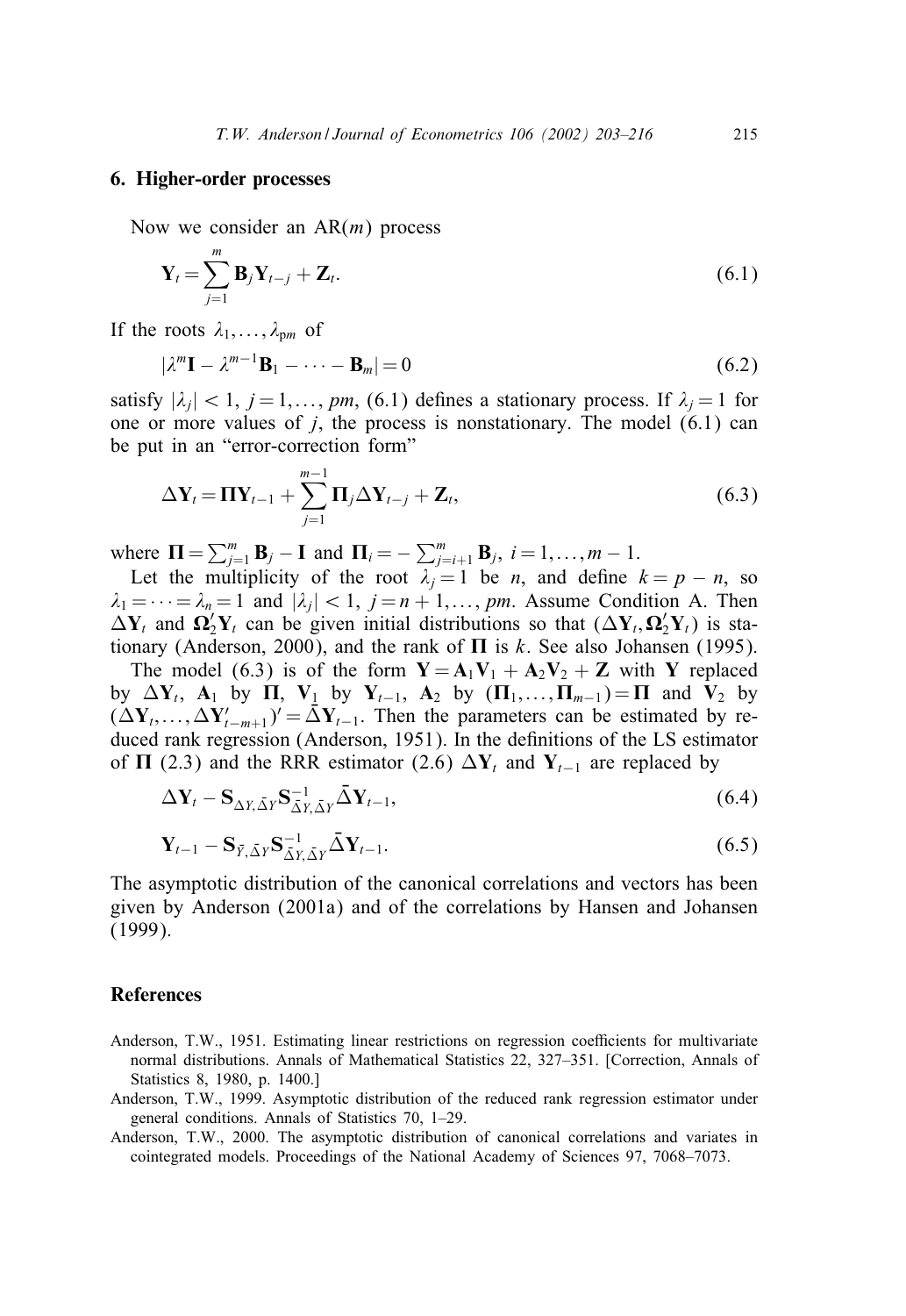## 6. Higher-order processes

Now we consider an AR($m$) process

$$\mathbf{Y}_t = \sum_{j=1}^{m} \mathbf{B}_j \mathbf{Y}_{t-j} + \mathbf{Z}_t. \tag{6.1}$$

If the roots $\lambda_1, \ldots, \lambda_{pm}$ of

$$|\lambda^m \mathbf{I} - \lambda^{m-1}\mathbf{B}_1 - \cdots - \mathbf{B}_m| = 0 \tag{6.2}$$

satisfy $|\lambda_j| < 1$, $j = 1, \ldots, pm$, (6.1) defines a stationary process. If $\lambda_j = 1$ for one or more values of $j$, the process is nonstationary. The model (6.1) can be put in an "error-correction form"

$$\Delta\mathbf{Y}_t = \mathbf{\Pi}\mathbf{Y}_{t-1} + \sum_{j=1}^{m-1} \mathbf{\Pi}_j \Delta\mathbf{Y}_{t-j} + \mathbf{Z}_t, \tag{6.3}$$

where $\mathbf{\Pi} = \sum_{j=1}^{m} \mathbf{B}_j - \mathbf{I}$ and $\mathbf{\Pi}_i = -\sum_{j=i+1}^{m} \mathbf{B}_j$, $i = 1, \ldots, m-1$.

Let the multiplicity of the root $\lambda_j = 1$ be $n$, and define $k = p - n$, so $\lambda_1 = \cdots = \lambda_n = 1$ and $|\lambda_j| < 1$, $j = n+1, \ldots, pm$. Assume Condition A. Then $\Delta\mathbf{Y}_t$ and $\mathbf{\Omega}_2'\mathbf{Y}_t$ can be given initial distributions so that $(\Delta\mathbf{Y}_t, \mathbf{\Omega}_2'\mathbf{Y}_t)$ is stationary (Anderson, 2000), and the rank of $\mathbf{\Pi}$ is $k$. See also Johansen (1995).

The model (6.3) is of the form $\mathbf{Y} = \mathbf{A}_1\mathbf{V}_1 + \mathbf{A}_2\mathbf{V}_2 + \mathbf{Z}$ with $\mathbf{Y}$ replaced by $\Delta\mathbf{Y}_t$, $\mathbf{A}_1$ by $\mathbf{\Pi}$, $\mathbf{V}_1$ by $\mathbf{Y}_{t-1}$, $\mathbf{A}_2$ by $(\mathbf{\Pi}_1, \ldots, \mathbf{\Pi}_{m-1}) = \bar{\mathbf{\Pi}}$ and $\mathbf{V}_2$ by $(\Delta\mathbf{Y}_t, \ldots, \Delta\mathbf{Y}'_{t-m+1})' = \bar{\Delta}\mathbf{Y}_{t-1}$. Then the parameters can be estimated by reduced rank regression (Anderson, 1951). In the definitions of the LS estimator of $\mathbf{\Pi}$ (2.3) and the RRR estimator (2.6) $\Delta\mathbf{Y}_t$ and $\mathbf{Y}_{t-1}$ are replaced by

$$\Delta\mathbf{Y}_t - \mathbf{S}_{\Delta Y, \bar{\Delta} Y}\mathbf{S}^{-1}_{\bar{\Delta} Y, \bar{\Delta} Y}\bar{\Delta}\mathbf{Y}_{t-1}, \tag{6.4}$$

$$\mathbf{Y}_{t-1} - \mathbf{S}_{\bar{Y}, \bar{\Delta} Y}\mathbf{S}^{-1}_{\bar{\Delta} Y, \bar{\Delta} Y}\bar{\Delta}\mathbf{Y}_{t-1}. \tag{6.5}$$

The asymptotic distribution of the canonical correlations and vectors has been given by Anderson (2001a) and of the correlations by Hansen and Johansen (1999).

## References

Anderson, T.W., 1951. Estimating linear restrictions on regression coefficients for multivariate normal distributions. Annals of Mathematical Statistics 22, 327–351. [Correction, Annals of Statistics 8, 1980, p. 1400.]

Anderson, T.W., 1999. Asymptotic distribution of the reduced rank regression estimator under general conditions. Annals of Statistics 70, 1–29.

Anderson, T.W., 2000. The asymptotic distribution of canonical correlations and variates in cointegrated models. Proceedings of the National Academy of Sciences 97, 7068–7073.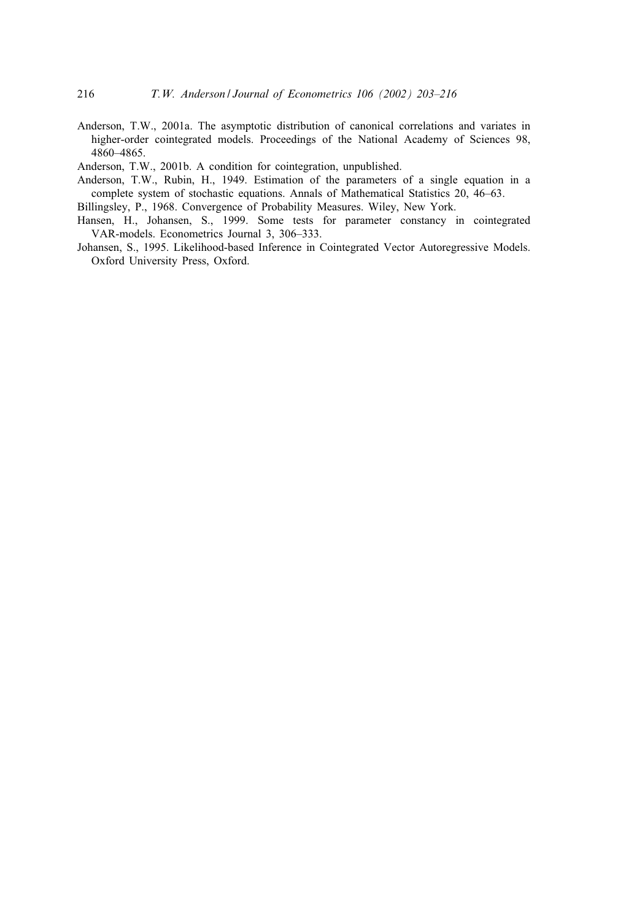Anderson, T.W., 2001a. The asymptotic distribution of canonical correlations and variates in higher-order cointegrated models. Proceedings of the National Academy of Sciences 98, 4860–4865.

Anderson, T.W., 2001b. A condition for cointegration, unpublished.

Anderson, T.W., Rubin, H., 1949. Estimation of the parameters of a single equation in a complete system of stochastic equations. Annals of Mathematical Statistics 20, 46–63.

Billingsley, P., 1968. Convergence of Probability Measures. Wiley, New York.

Hansen, H., Johansen, S., 1999. Some tests for parameter constancy in cointegrated VAR-models. Econometrics Journal 3, 306–333.

Johansen, S., 1995. Likelihood-based Inference in Cointegrated Vector Autoregressive Models. Oxford University Press, Oxford.